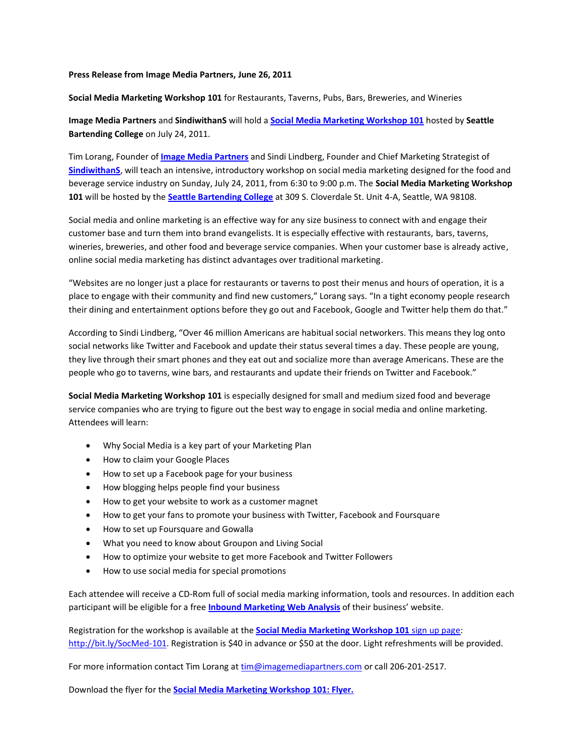**Press Release from Image Media Partners, June 26, 2011**

**Social Media Marketing Workshop 101** for Restaurants, Taverns, Pubs, Bars, Breweries, and Wineries

**Image Media Partners** and **SindiwithanS** will hold a **Social Media Marketing Workshop 101** hosted by **Seattle Bartending College** on July 24, 2011.

Tim Lorang, Founder of **Image Media Partners** and Sindi Lindberg, Founder and Chief Marketing Strategist of **SindiwithanS**, will teach an intensive, introductory workshop on social media marketing designed for the food and beverage service industry on Sunday, July 24, 2011, from 6:30 to 9:00 p.m. The **Social Media Marketing Workshop 101** will be hosted by the **Seattle Bartending College** at 309 S. Cloverdale St. Unit 4-A, Seattle, WA 98108.

Social media and online marketing is an effective way for any size business to connect with and engage their customer base and turn them into brand evangelists. It is especially effective with restaurants, bars, taverns, wineries, breweries, and other food and beverage service companies. When your customer base is already active, online social media marketing has distinct advantages over traditional marketing.

"Websites are no longer just a place for restaurants or taverns to post their menus and hours of operation, it is a place to engage with their community and find new customers," Lorang says. "In a tight economy people research their dining and entertainment options before they go out and Facebook, Google and Twitter help them do that."

According to Sindi Lindberg, "Over 46 million Americans are habitual social networkers. This means they log onto social networks like Twitter and Facebook and update their status several times a day. These people are young, they live through their smart phones and they eat out and socialize more than average Americans. These are the people who go to taverns, wine bars, and restaurants and update their friends on Twitter and Facebook."

**Social Media Marketing Workshop 101** is especially designed for small and medium sized food and beverage service companies who are trying to figure out the best way to engage in social media and online marketing. Attendees will learn:

- Why Social Media is a key part of your Marketing Plan
- How to claim your Google Places
- How to set up a Facebook page for your business
- How blogging helps people find your business
- How to get your website to work as a customer magnet
- How to get your fans to promote your business with Twitter, Facebook and Foursquare
- How to set up Foursquare and Gowalla
- What you need to know about Groupon and Living Social
- How to optimize your website to get more Facebook and Twitter Followers
- How to use social media for special promotions

Each attendee will receive a CD-Rom full of social media marking information, tools and resources. In addition each participant will be eligible for a free **Inbound Marketing Web Analysis** of their business' website.

Registration for the workshop is available at the **Social Media Marketing Workshop 101** sign up page: http://bit.ly/SocMed-101. Registration is $40 in advance or $50 at the door. Light refreshments will be provided.

For more information contact Tim Lorang at tim@imagemediapartners.com or call 206-201-2517.

Download the flyer for the **Social Media Marketing Workshop 101: Flyer.**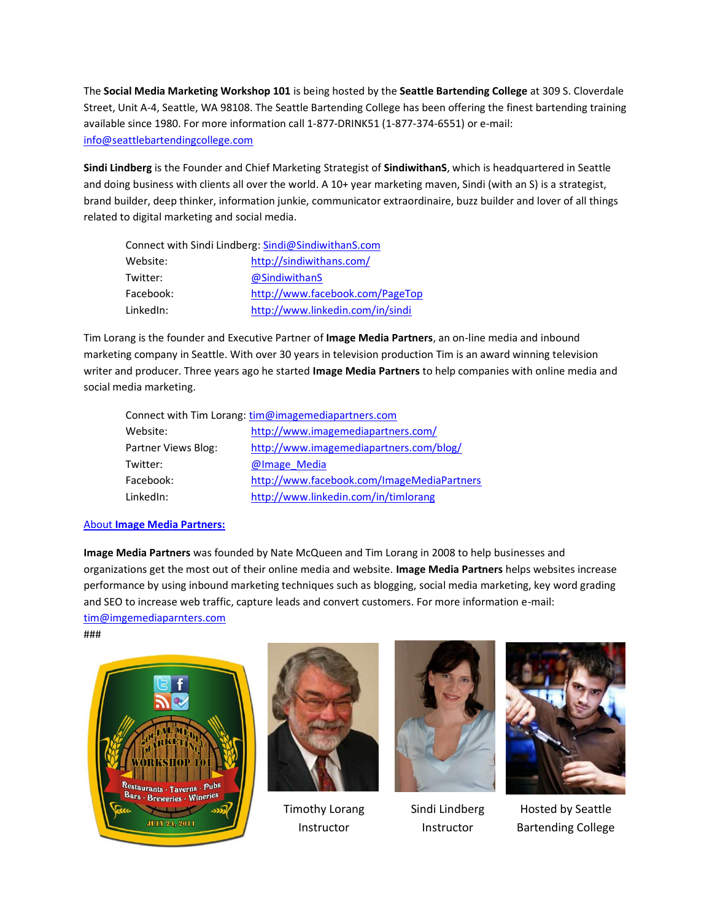The **Social Media Marketing Workshop 101** is being hosted by the **Seattle Bartending College** at 309 S. Cloverdale Street, Unit A-4, Seattle, WA 98108. The Seattle Bartending College has been offering the finest bartending training available since 1980. For more information call 1-877-DRINK51 (1-877-374-6551) or e-mail: info@seattlebartendingcollege.com

**Sindi Lindberg** is the Founder and Chief Marketing Strategist of **SindiwithanS**, which is headquartered in Seattle and doing business with clients all over the world. A 10+ year marketing maven, Sindi (with an S) is a strategist, brand builder, deep thinker, information junkie, communicator extraordinaire, buzz builder and lover of all things related to digital marketing and social media.

Connect with Sindi Lindberg: Sindi@SindiwithanS.com

| | |
|---|---|
| Website: | http://sindiwithans.com/ |
| Twitter: | @SindiwithanS |
| Facebook: | http://www.facebook.com/PageTop |
| LinkedIn: | http://www.linkedin.com/in/sindi |

Tim Lorang is the founder and Executive Partner of **Image Media Partners**, an on-line media and inbound marketing company in Seattle. With over 30 years in television production Tim is an award winning television writer and producer. Three years ago he started **Image Media Partners** to help companies with online media and social media marketing.

Connect with Tim Lorang: tim@imagemediapartners.com

| | |
|---|---|
| Website: | http://www.imagemediapartners.com/ |
| Partner Views Blog: | http://www.imagemediapartners.com/blog/ |
| Twitter: | @Image_Media |
| Facebook: | http://www.facebook.com/ImageMediaPartners |
| LinkedIn: | http://www.linkedin.com/in/timlorang |

**About Image Media Partners:**

**Image Media Partners** was founded by Nate McQueen and Tim Lorang in 2008 to help businesses and organizations get the most out of their online media and website. **Image Media Partners** helps websites increase performance by using inbound marketing techniques such as blogging, social media marketing, key word grading and SEO to increase web traffic, capture leads and convert customers. For more information e-mail: tim@imgemediaparnters.com

###

Timothy Lorang
Instructor

Sindi Lindberg
Instructor

Hosted by Seattle Bartending College